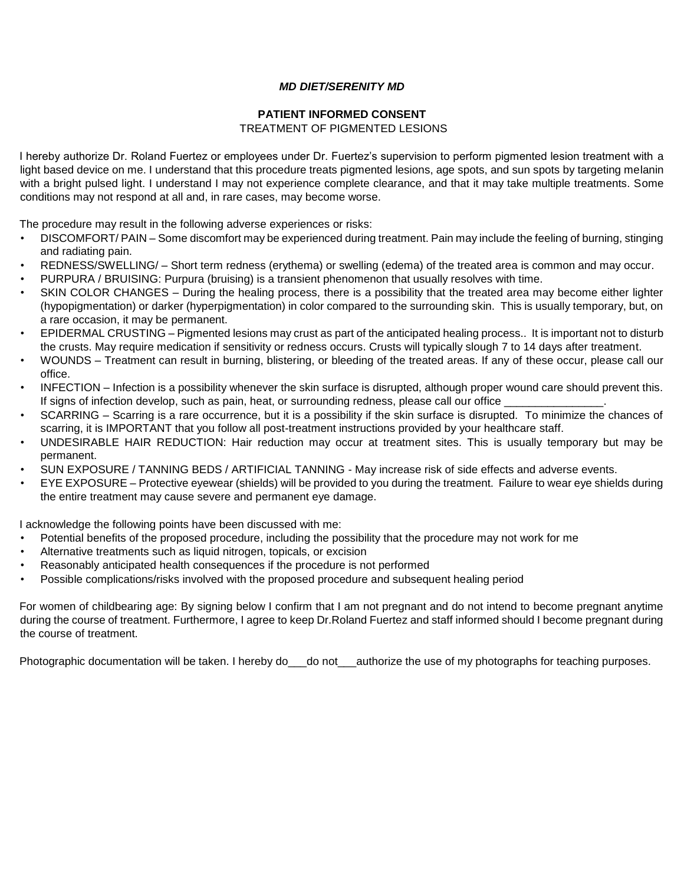***MD DIET/SERENITY MD***

**PATIENT INFORMED CONSENT**

TREATMENT OF PIGMENTED LESIONS

I hereby authorize Dr. Roland Fuertez or employees under Dr. Fuertez's supervision to perform pigmented lesion treatment with a light based device on me. I understand that this procedure treats pigmented lesions, age spots, and sun spots by targeting melanin with a bright pulsed light. I understand I may not experience complete clearance, and that it may take multiple treatments. Some conditions may not respond at all and, in rare cases, may become worse.

The procedure may result in the following adverse experiences or risks:

- DISCOMFORT/ PAIN – Some discomfort may be experienced during treatment. Pain may include the feeling of burning, stinging and radiating pain.
- REDNESS/SWELLING/ – Short term redness (erythema) or swelling (edema) of the treated area is common and may occur.
- PURPURA / BRUISING: Purpura (bruising) is a transient phenomenon that usually resolves with time.
- SKIN COLOR CHANGES – During the healing process, there is a possibility that the treated area may become either lighter (hypopigmentation) or darker (hyperpigmentation) in color compared to the surrounding skin. This is usually temporary, but, on a rare occasion, it may be permanent.
- EPIDERMAL CRUSTING – Pigmented lesions may crust as part of the anticipated healing process.. It is important not to disturb the crusts. May require medication if sensitivity or redness occurs. Crusts will typically slough 7 to 14 days after treatment.
- WOUNDS – Treatment can result in burning, blistering, or bleeding of the treated areas. If any of these occur, please call our office.
- INFECTION – Infection is a possibility whenever the skin surface is disrupted, although proper wound care should prevent this. If signs of infection develop, such as pain, heat, or surrounding redness, please call our office ________________.
- SCARRING – Scarring is a rare occurrence, but it is a possibility if the skin surface is disrupted. To minimize the chances of scarring, it is IMPORTANT that you follow all post-treatment instructions provided by your healthcare staff.
- UNDESIRABLE HAIR REDUCTION: Hair reduction may occur at treatment sites. This is usually temporary but may be permanent.
- SUN EXPOSURE / TANNING BEDS / ARTIFICIAL TANNING - May increase risk of side effects and adverse events.
- EYE EXPOSURE – Protective eyewear (shields) will be provided to you during the treatment. Failure to wear eye shields during the entire treatment may cause severe and permanent eye damage.

I acknowledge the following points have been discussed with me:

- Potential benefits of the proposed procedure, including the possibility that the procedure may not work for me
- Alternative treatments such as liquid nitrogen, topicals, or excision
- Reasonably anticipated health consequences if the procedure is not performed
- Possible complications/risks involved with the proposed procedure and subsequent healing period

For women of childbearing age: By signing below I confirm that I am not pregnant and do not intend to become pregnant anytime during the course of treatment. Furthermore, I agree to keep Dr.Roland Fuertez and staff informed should I become pregnant during the course of treatment.

Photographic documentation will be taken. I hereby do___do not___authorize the use of my photographs for teaching purposes.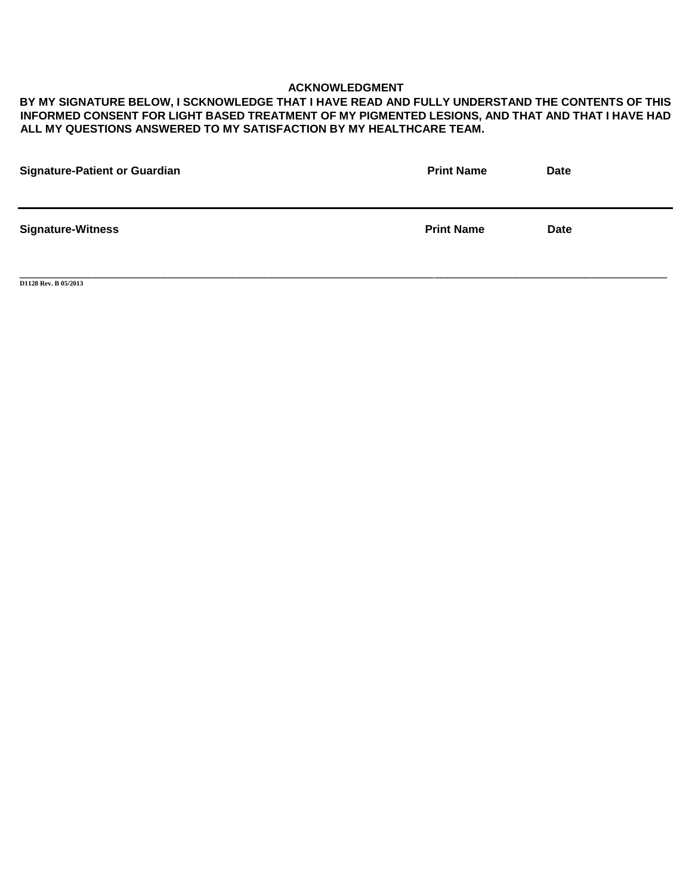## ACKNOWLEDGMENT

**BY MY SIGNATURE BELOW, I SCKNOWLEDGE THAT I HAVE READ AND FULLY UNDERSTAND THE CONTENTS OF THIS INFORMED CONSENT FOR LIGHT BASED TREATMENT OF MY PIGMENTED LESIONS, AND THAT AND THAT I HAVE HAD ALL MY QUESTIONS ANSWERED TO MY SATISFACTION BY MY HEALTHCARE TEAM.**

**Signature-Patient or Guardian** **Print Name** **Date**

---

**Signature-Witness** **Print Name** **Date**

---

**D1128 Rev. B 05/2013**